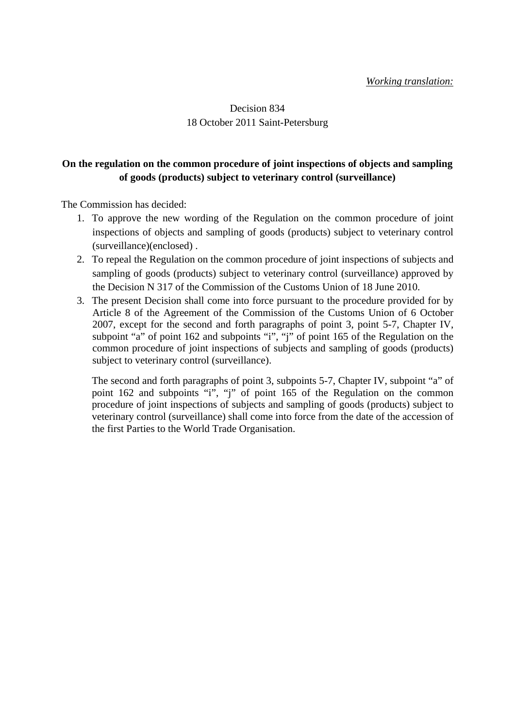*Working translation:*

Decision 834
18 October 2011 Saint-Petersburg

**On the regulation on the common procedure of joint inspections of objects and sampling of goods (products) subject to veterinary control (surveillance)**

The Commission has decided:

1. To approve the new wording of the Regulation on the common procedure of joint inspections of objects and sampling of goods (products) subject to veterinary control (surveillance)(enclosed) .
2. To repeal the Regulation on the common procedure of joint inspections of subjects and sampling of goods (products) subject to veterinary control (surveillance) approved by the Decision N 317 of the Commission of the Customs Union of 18 June 2010.
3. The present Decision shall come into force pursuant to the procedure provided for by Article 8 of the Agreement of the Commission of the Customs Union of 6 October 2007, except for the second and forth paragraphs of point 3, point 5-7, Chapter IV, subpoint "a" of point 162 and subpoints "i", "j" of point 165 of the Regulation on the common procedure of joint inspections of subjects and sampling of goods (products) subject to veterinary control (surveillance).

   The second and forth paragraphs of point 3, subpoints 5-7, Chapter IV, subpoint "a" of point 162 and subpoints "i", "j" of point 165 of the Regulation on the common procedure of joint inspections of subjects and sampling of goods (products) subject to veterinary control (surveillance) shall come into force from the date of the accession of the first Parties to the World Trade Organisation.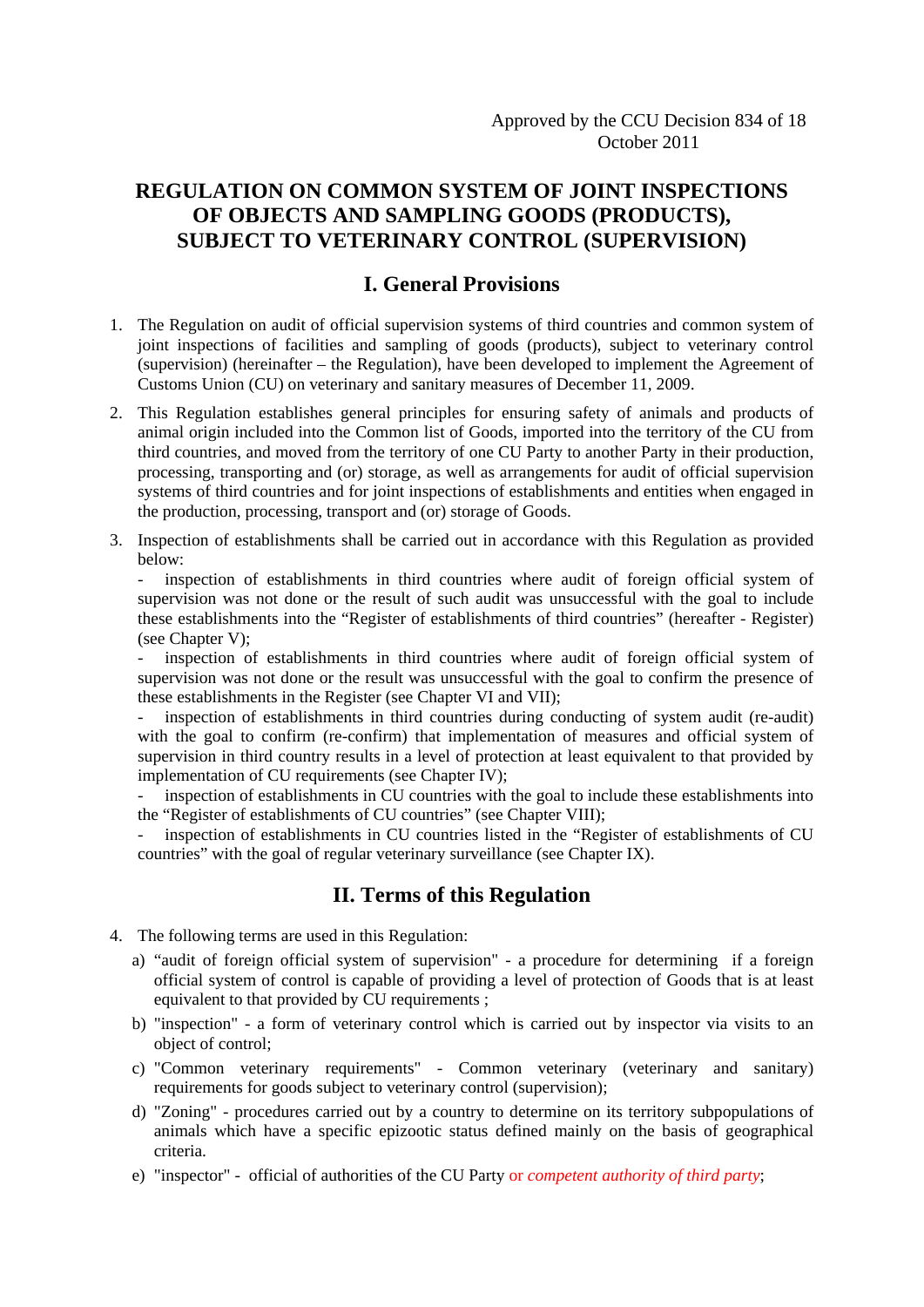Approved by the CCU Decision 834 of 18 October 2011

# REGULATION ON COMMON SYSTEM OF JOINT INSPECTIONS OF OBJECTS AND SAMPLING GOODS (PRODUCTS), SUBJECT TO VETERINARY CONTROL (SUPERVISION)

## I. General Provisions

1. The Regulation on audit of official supervision systems of third countries and common system of joint inspections of facilities and sampling of goods (products), subject to veterinary control (supervision) (hereinafter – the Regulation), have been developed to implement the Agreement of Customs Union (CU) on veterinary and sanitary measures of December 11, 2009.

2. This Regulation establishes general principles for ensuring safety of animals and products of animal origin included into the Common list of Goods, imported into the territory of the CU from third countries, and moved from the territory of one CU Party to another Party in their production, processing, transporting and (or) storage, as well as arrangements for audit of official supervision systems of third countries and for joint inspections of establishments and entities when engaged in the production, processing, transport and (or) storage of Goods.

3. Inspection of establishments shall be carried out in accordance with this Regulation as provided below:
   - inspection of establishments in third countries where audit of foreign official system of supervision was not done or the result of such audit was unsuccessful with the goal to include these establishments into the "Register of establishments of third countries" (hereafter - Register) (see Chapter V);
   - inspection of establishments in third countries where audit of foreign official system of supervision was not done or the result was unsuccessful with the goal to confirm the presence of these establishments in the Register (see Chapter VI and VII);
   - inspection of establishments in third countries during conducting of system audit (re-audit) with the goal to confirm (re-confirm) that implementation of measures and official system of supervision in third country results in a level of protection at least equivalent to that provided by implementation of CU requirements (see Chapter IV);
   - inspection of establishments in CU countries with the goal to include these establishments into the "Register of establishments of CU countries" (see Chapter VIII);
   - inspection of establishments in CU countries listed in the "Register of establishments of CU countries" with the goal of regular veterinary surveillance (see Chapter IX).

## II. Terms of this Regulation

4. The following terms are used in this Regulation:
   a) "audit of foreign official system of supervision" - a procedure for determining if a foreign official system of control is capable of providing a level of protection of Goods that is at least equivalent to that provided by CU requirements ;
   b) "inspection" - a form of veterinary control which is carried out by inspector via visits to an object of control;
   c) "Common veterinary requirements" - Common veterinary (veterinary and sanitary) requirements for goods subject to veterinary control (supervision);
   d) "Zoning" - procedures carried out by a country to determine on its territory subpopulations of animals which have a specific epizootic status defined mainly on the basis of geographical criteria.
   e) "inspector" - official of authorities of the CU Party or *competent authority of third party*;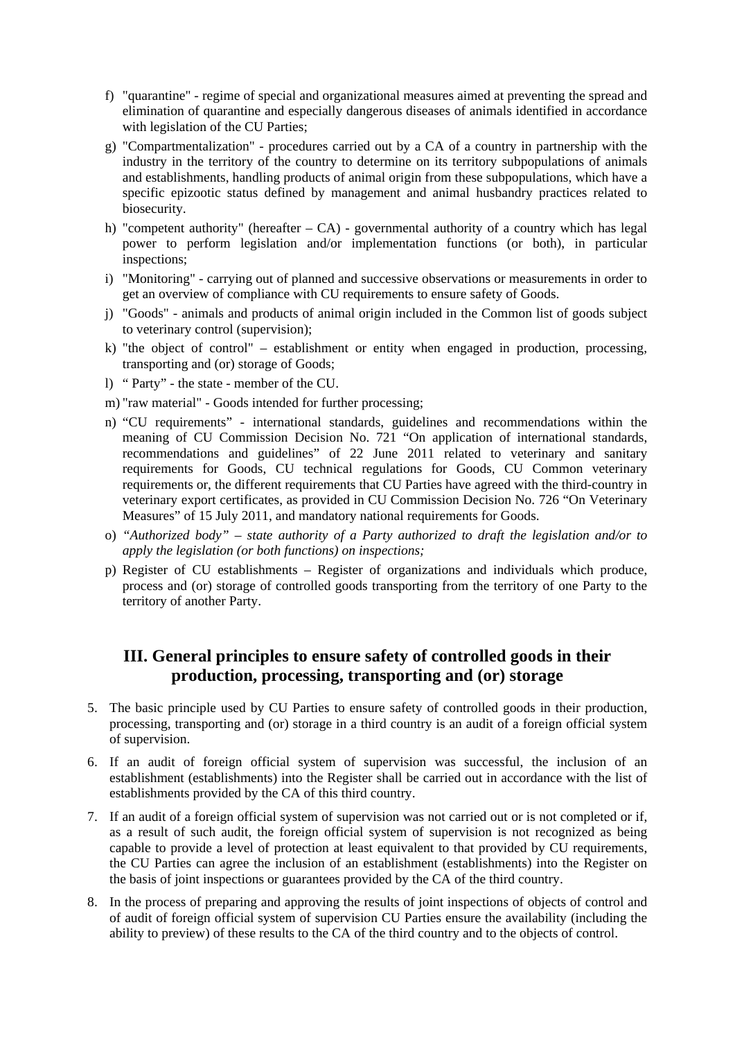f) "quarantine" - regime of special and organizational measures aimed at preventing the spread and elimination of quarantine and especially dangerous diseases of animals identified in accordance with legislation of the CU Parties;

g) "Compartmentalization" - procedures carried out by a CA of a country in partnership with the industry in the territory of the country to determine on its territory subpopulations of animals and establishments, handling products of animal origin from these subpopulations, which have a specific epizootic status defined by management and animal husbandry practices related to biosecurity.

h) "competent authority" (hereafter – CA) - governmental authority of a country which has legal power to perform legislation and/or implementation functions (or both), in particular inspections;

i) "Monitoring" - carrying out of planned and successive observations or measurements in order to get an overview of compliance with CU requirements to ensure safety of Goods.

j) "Goods" - animals and products of animal origin included in the Common list of goods subject to veterinary control (supervision);

k) "the object of control" – establishment or entity when engaged in production, processing, transporting and (or) storage of Goods;

l) " Party" - the state - member of the CU.

m) "raw material" - Goods intended for further processing;

n) "CU requirements" - international standards, guidelines and recommendations within the meaning of CU Commission Decision No. 721 "On application of international standards, recommendations and guidelines" of 22 June 2011 related to veterinary and sanitary requirements for Goods, CU technical regulations for Goods, CU Common veterinary requirements or, the different requirements that CU Parties have agreed with the third-country in veterinary export certificates, as provided in CU Commission Decision No. 726 "On Veterinary Measures" of 15 July 2011, and mandatory national requirements for Goods.

o) *"Authorized body" – state authority of a Party authorized to draft the legislation and/or to apply the legislation (or both functions) on inspections;*

p) Register of CU establishments – Register of organizations and individuals which produce, process and (or) storage of controlled goods transporting from the territory of one Party to the territory of another Party.

## III. General principles to ensure safety of controlled goods in their production, processing, transporting and (or) storage

5. The basic principle used by CU Parties to ensure safety of controlled goods in their production, processing, transporting and (or) storage in a third country is an audit of a foreign official system of supervision.

6. If an audit of foreign official system of supervision was successful, the inclusion of an establishment (establishments) into the Register shall be carried out in accordance with the list of establishments provided by the CA of this third country.

7. If an audit of a foreign official system of supervision was not carried out or is not completed or if, as a result of such audit, the foreign official system of supervision is not recognized as being capable to provide a level of protection at least equivalent to that provided by CU requirements, the CU Parties can agree the inclusion of an establishment (establishments) into the Register on the basis of joint inspections or guarantees provided by the CA of the third country.

8. In the process of preparing and approving the results of joint inspections of objects of control and of audit of foreign official system of supervision CU Parties ensure the availability (including the ability to preview) of these results to the CA of the third country and to the objects of control.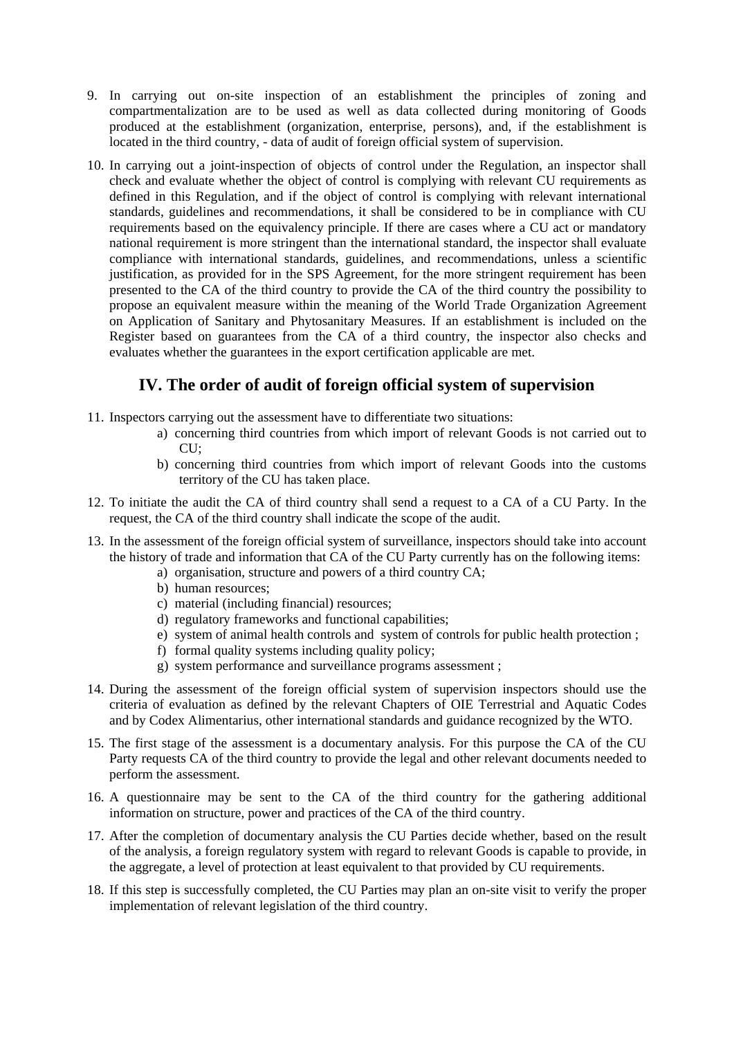9. In carrying out on-site inspection of an establishment the principles of zoning and compartmentalization are to be used as well as data collected during monitoring of Goods produced at the establishment (organization, enterprise, persons), and, if the establishment is located in the third country, - data of audit of foreign official system of supervision.

10. In carrying out a joint-inspection of objects of control under the Regulation, an inspector shall check and evaluate whether the object of control is complying with relevant CU requirements as defined in this Regulation, and if the object of control is complying with relevant international standards, guidelines and recommendations, it shall be considered to be in compliance with CU requirements based on the equivalency principle. If there are cases where a CU act or mandatory national requirement is more stringent than the international standard, the inspector shall evaluate compliance with international standards, guidelines, and recommendations, unless a scientific justification, as provided for in the SPS Agreement, for the more stringent requirement has been presented to the CA of the third country to provide the CA of the third country the possibility to propose an equivalent measure within the meaning of the World Trade Organization Agreement on Application of Sanitary and Phytosanitary Measures. If an establishment is included on the Register based on guarantees from the CA of a third country, the inspector also checks and evaluates whether the guarantees in the export certification applicable are met.

## IV. The order of audit of foreign official system of supervision

11. Inspectors carrying out the assessment have to differentiate two situations:
    a) concerning third countries from which import of relevant Goods is not carried out to CU;
    b) concerning third countries from which import of relevant Goods into the customs territory of the CU has taken place.

12. To initiate the audit the CA of third country shall send a request to a CA of a CU Party. In the request, the CA of the third country shall indicate the scope of the audit.

13. In the assessment of the foreign official system of surveillance, inspectors should take into account the history of trade and information that CA of the CU Party currently has on the following items:
    a) organisation, structure and powers of a third country CA;
    b) human resources;
    c) material (including financial) resources;
    d) regulatory frameworks and functional capabilities;
    e) system of animal health controls and system of controls for public health protection ;
    f) formal quality systems including quality policy;
    g) system performance and surveillance programs assessment ;

14. During the assessment of the foreign official system of supervision inspectors should use the criteria of evaluation as defined by the relevant Chapters of OIE Terrestrial and Aquatic Codes and by Codex Alimentarius, other international standards and guidance recognized by the WTO.

15. The first stage of the assessment is a documentary analysis. For this purpose the CA of the CU Party requests CA of the third country to provide the legal and other relevant documents needed to perform the assessment.

16. A questionnaire may be sent to the CA of the third country for the gathering additional information on structure, power and practices of the CA of the third country.

17. After the completion of documentary analysis the CU Parties decide whether, based on the result of the analysis, a foreign regulatory system with regard to relevant Goods is capable to provide, in the aggregate, a level of protection at least equivalent to that provided by CU requirements.

18. If this step is successfully completed, the CU Parties may plan an on-site visit to verify the proper implementation of relevant legislation of the third country.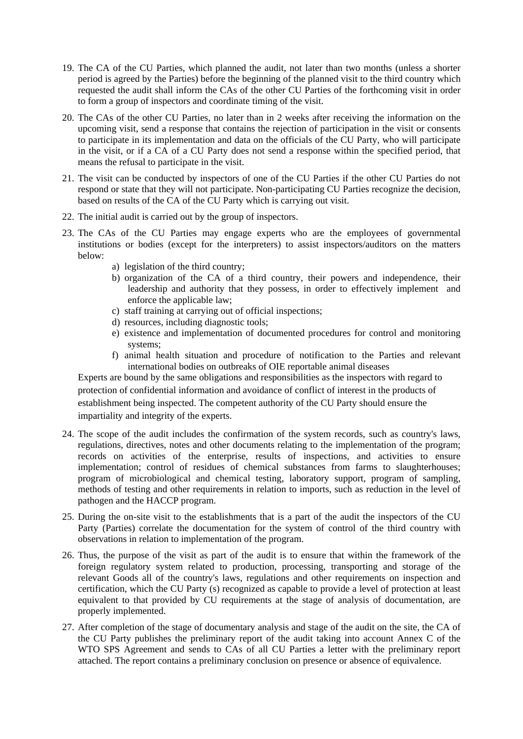19. The CA of the CU Parties, which planned the audit, not later than two months (unless a shorter period is agreed by the Parties) before the beginning of the planned visit to the third country which requested the audit shall inform the CAs of the other CU Parties of the forthcoming visit in order to form a group of inspectors and coordinate timing of the visit.

20. The CAs of the other CU Parties, no later than in 2 weeks after receiving the information on the upcoming visit, send a response that contains the rejection of participation in the visit or consents to participate in its implementation and data on the officials of the CU Party, who will participate in the visit, or if a CA of a CU Party does not send a response within the specified period, that means the refusal to participate in the visit.

21. The visit can be conducted by inspectors of one of the CU Parties if the other CU Parties do not respond or state that they will not participate. Non-participating CU Parties recognize the decision, based on results of the CA of the CU Party which is carrying out visit.

22. The initial audit is carried out by the group of inspectors.

23. The CAs of the CU Parties may engage experts who are the employees of governmental institutions or bodies (except for the interpreters) to assist inspectors/auditors on the matters below:
    a) legislation of the third country;
    b) organization of the CA of a third country, their powers and independence, their leadership and authority that they possess, in order to effectively implement and enforce the applicable law;
    c) staff training at carrying out of official inspections;
    d) resources, including diagnostic tools;
    e) existence and implementation of documented procedures for control and monitoring systems;
    f) animal health situation and procedure of notification to the Parties and relevant international bodies on outbreaks of OIE reportable animal diseases

    Experts are bound by the same obligations and responsibilities as the inspectors with regard to protection of confidential information and avoidance of conflict of interest in the products of establishment being inspected. The competent authority of the CU Party should ensure the impartiality and integrity of the experts.

24. The scope of the audit includes the confirmation of the system records, such as country's laws, regulations, directives, notes and other documents relating to the implementation of the program; records on activities of the enterprise, results of inspections, and activities to ensure implementation; control of residues of chemical substances from farms to slaughterhouses; program of microbiological and chemical testing, laboratory support, program of sampling, methods of testing and other requirements in relation to imports, such as reduction in the level of pathogen and the HACCP program.

25. During the on-site visit to the establishments that is a part of the audit the inspectors of the CU Party (Parties) correlate the documentation for the system of control of the third country with observations in relation to implementation of the program.

26. Thus, the purpose of the visit as part of the audit is to ensure that within the framework of the foreign regulatory system related to production, processing, transporting and storage of the relevant Goods all of the country's laws, regulations and other requirements on inspection and certification, which the CU Party (s) recognized as capable to provide a level of protection at least equivalent to that provided by CU requirements at the stage of analysis of documentation, are properly implemented.

27. After completion of the stage of documentary analysis and stage of the audit on the site, the CA of the CU Party publishes the preliminary report of the audit taking into account Annex C of the WTO SPS Agreement and sends to CAs of all CU Parties a letter with the preliminary report attached. The report contains a preliminary conclusion on presence or absence of equivalence.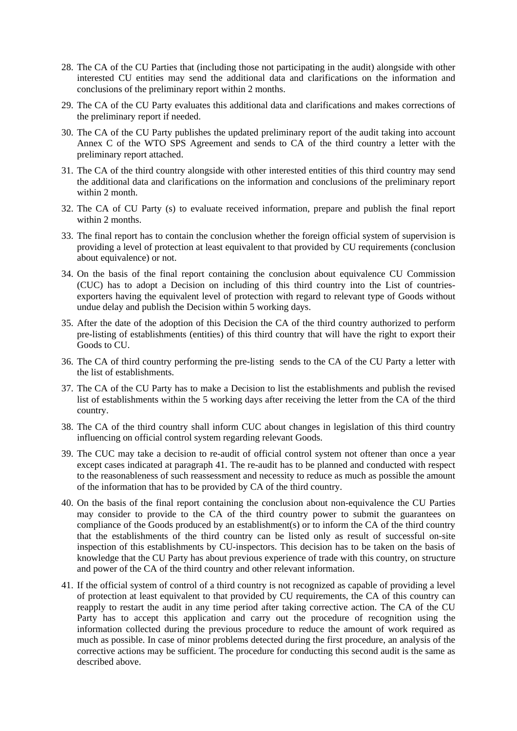28. The CA of the CU Parties that (including those not participating in the audit) alongside with other interested CU entities may send the additional data and clarifications on the information and conclusions of the preliminary report within 2 months.

29. The CA of the CU Party evaluates this additional data and clarifications and makes corrections of the preliminary report if needed.

30. The CA of the CU Party publishes the updated preliminary report of the audit taking into account Annex C of the WTO SPS Agreement and sends to CA of the third country a letter with the preliminary report attached.

31. The CA of the third country alongside with other interested entities of this third country may send the additional data and clarifications on the information and conclusions of the preliminary report within 2 month.

32. The CA of CU Party (s) to evaluate received information, prepare and publish the final report within 2 months.

33. The final report has to contain the conclusion whether the foreign official system of supervision is providing a level of protection at least equivalent to that provided by CU requirements (conclusion about equivalence) or not.

34. On the basis of the final report containing the conclusion about equivalence CU Commission (CUC) has to adopt a Decision on including of this third country into the List of countries-exporters having the equivalent level of protection with regard to relevant type of Goods without undue delay and publish the Decision within 5 working days.

35. After the date of the adoption of this Decision the CA of the third country authorized to perform pre-listing of establishments (entities) of this third country that will have the right to export their Goods to CU.

36. The CA of third country performing the pre-listing sends to the CA of the CU Party a letter with the list of establishments.

37. The CA of the CU Party has to make a Decision to list the establishments and publish the revised list of establishments within the 5 working days after receiving the letter from the CA of the third country.

38. The CA of the third country shall inform CUC about changes in legislation of this third country influencing on official control system regarding relevant Goods.

39. The CUC may take a decision to re-audit of official control system not oftener than once a year except cases indicated at paragraph 41. The re-audit has to be planned and conducted with respect to the reasonableness of such reassessment and necessity to reduce as much as possible the amount of the information that has to be provided by CA of the third country.

40. On the basis of the final report containing the conclusion about non-equivalence the CU Parties may consider to provide to the CA of the third country power to submit the guarantees on compliance of the Goods produced by an establishment(s) or to inform the CA of the third country that the establishments of the third country can be listed only as result of successful on-site inspection of this establishments by CU-inspectors. This decision has to be taken on the basis of knowledge that the CU Party has about previous experience of trade with this country, on structure and power of the CA of the third country and other relevant information.

41. If the official system of control of a third country is not recognized as capable of providing a level of protection at least equivalent to that provided by CU requirements, the CA of this country can reapply to restart the audit in any time period after taking corrective action. The CA of the CU Party has to accept this application and carry out the procedure of recognition using the information collected during the previous procedure to reduce the amount of work required as much as possible. In case of minor problems detected during the first procedure, an analysis of the corrective actions may be sufficient. The procedure for conducting this second audit is the same as described above.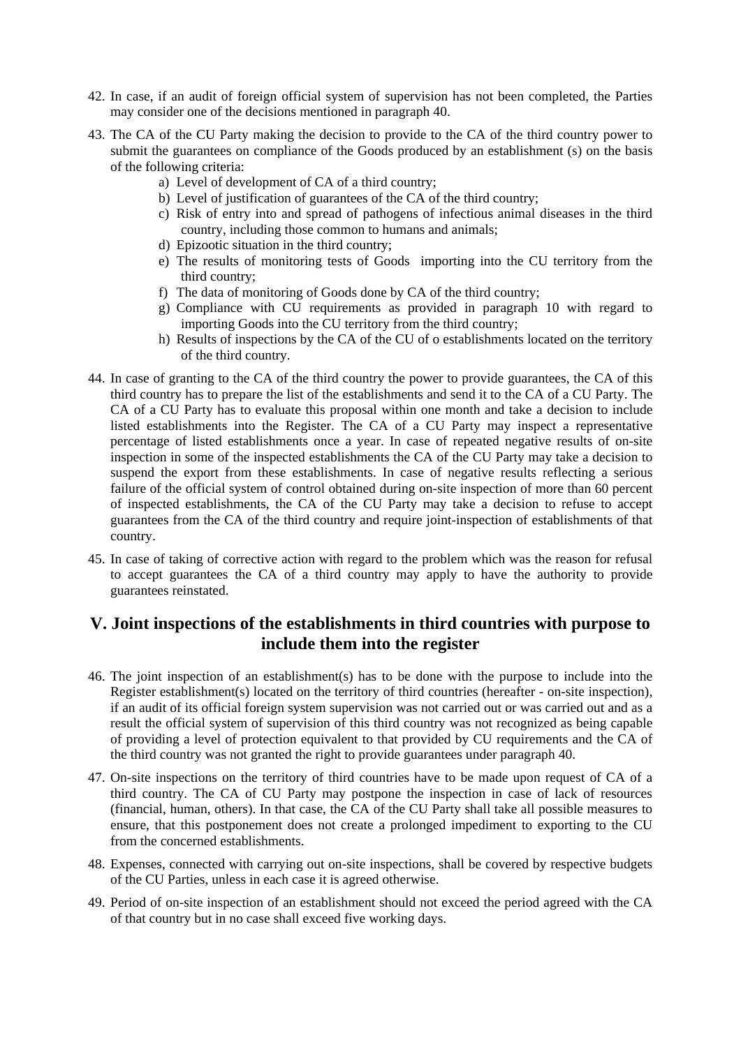42. In case, if an audit of foreign official system of supervision has not been completed, the Parties may consider one of the decisions mentioned in paragraph 40.

43. The CA of the CU Party making the decision to provide to the CA of the third country power to submit the guarantees on compliance of the Goods produced by an establishment (s) on the basis of the following criteria:
    a) Level of development of CA of a third country;
    b) Level of justification of guarantees of the CA of the third country;
    c) Risk of entry into and spread of pathogens of infectious animal diseases in the third country, including those common to humans and animals;
    d) Epizootic situation in the third country;
    e) The results of monitoring tests of Goods importing into the CU territory from the third country;
    f) The data of monitoring of Goods done by CA of the third country;
    g) Compliance with CU requirements as provided in paragraph 10 with regard to importing Goods into the CU territory from the third country;
    h) Results of inspections by the CA of the CU of o establishments located on the territory of the third country.

44. In case of granting to the CA of the third country the power to provide guarantees, the CA of this third country has to prepare the list of the establishments and send it to the CA of a CU Party. The CA of a CU Party has to evaluate this proposal within one month and take a decision to include listed establishments into the Register. The CA of a CU Party may inspect a representative percentage of listed establishments once a year. In case of repeated negative results of on-site inspection in some of the inspected establishments the CA of the CU Party may take a decision to suspend the export from these establishments. In case of negative results reflecting a serious failure of the official system of control obtained during on-site inspection of more than 60 percent of inspected establishments, the CA of the CU Party may take a decision to refuse to accept guarantees from the CA of the third country and require joint-inspection of establishments of that country.

45. In case of taking of corrective action with regard to the problem which was the reason for refusal to accept guarantees the CA of a third country may apply to have the authority to provide guarantees reinstated.

## V. Joint inspections of the establishments in third countries with purpose to include them into the register

46. The joint inspection of an establishment(s) has to be done with the purpose to include into the Register establishment(s) located on the territory of third countries (hereafter - on-site inspection), if an audit of its official foreign system supervision was not carried out or was carried out and as a result the official system of supervision of this third country was not recognized as being capable of providing a level of protection equivalent to that provided by CU requirements and the CA of the third country was not granted the right to provide guarantees under paragraph 40.

47. On-site inspections on the territory of third countries have to be made upon request of CA of a third country. The CA of CU Party may postpone the inspection in case of lack of resources (financial, human, others). In that case, the CA of the CU Party shall take all possible measures to ensure, that this postponement does not create a prolonged impediment to exporting to the CU from the concerned establishments.

48. Expenses, connected with carrying out on-site inspections, shall be covered by respective budgets of the CU Parties, unless in each case it is agreed otherwise.

49. Period of on-site inspection of an establishment should not exceed the period agreed with the CA of that country but in no case shall exceed five working days.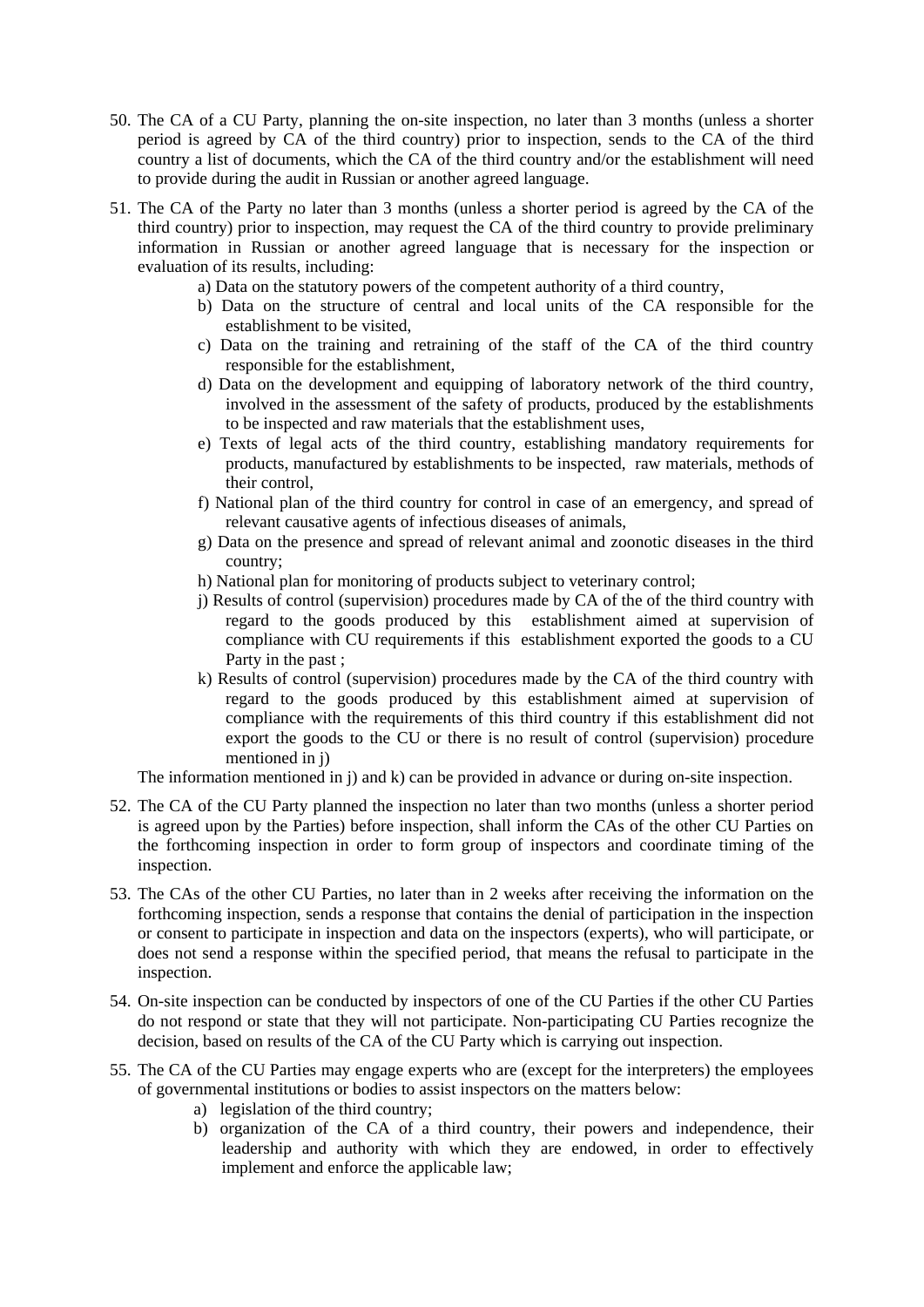50. The CA of a CU Party, planning the on-site inspection, no later than 3 months (unless a shorter period is agreed by CA of the third country) prior to inspection, sends to the CA of the third country a list of documents, which the CA of the third country and/or the establishment will need to provide during the audit in Russian or another agreed language.

51. The CA of the Party no later than 3 months (unless a shorter period is agreed by the CA of the third country) prior to inspection, may request the CA of the third country to provide preliminary information in Russian or another agreed language that is necessary for the inspection or evaluation of its results, including:

    a) Data on the statutory powers of the competent authority of a third country,

    b) Data on the structure of central and local units of the CA responsible for the establishment to be visited,

    c) Data on the training and retraining of the staff of the CA of the third country responsible for the establishment,

    d) Data on the development and equipping of laboratory network of the third country, involved in the assessment of the safety of products, produced by the establishments to be inspected and raw materials that the establishment uses,

    e) Texts of legal acts of the third country, establishing mandatory requirements for products, manufactured by establishments to be inspected, raw materials, methods of their control,

    f) National plan of the third country for control in case of an emergency, and spread of relevant causative agents of infectious diseases of animals,

    g) Data on the presence and spread of relevant animal and zoonotic diseases in the third country;

    h) National plan for monitoring of products subject to veterinary control;

    j) Results of control (supervision) procedures made by CA of the of the third country with regard to the goods produced by this establishment aimed at supervision of compliance with CU requirements if this establishment exported the goods to a CU Party in the past ;

    k) Results of control (supervision) procedures made by the CA of the third country with regard to the goods produced by this establishment aimed at supervision of compliance with the requirements of this third country if this establishment did not export the goods to the CU or there is no result of control (supervision) procedure mentioned in j)

    The information mentioned in j) and k) can be provided in advance or during on-site inspection.

52. The CA of the CU Party planned the inspection no later than two months (unless a shorter period is agreed upon by the Parties) before inspection, shall inform the CAs of the other CU Parties on the forthcoming inspection in order to form group of inspectors and coordinate timing of the inspection.

53. The CAs of the other CU Parties, no later than in 2 weeks after receiving the information on the forthcoming inspection, sends a response that contains the denial of participation in the inspection or consent to participate in inspection and data on the inspectors (experts), who will participate, or does not send a response within the specified period, that means the refusal to participate in the inspection.

54. On-site inspection can be conducted by inspectors of one of the CU Parties if the other CU Parties do not respond or state that they will not participate. Non-participating CU Parties recognize the decision, based on results of the CA of the CU Party which is carrying out inspection.

55. The CA of the CU Parties may engage experts who are (except for the interpreters) the employees of governmental institutions or bodies to assist inspectors on the matters below:

    a) legislation of the third country;

    b) organization of the CA of a third country, their powers and independence, their leadership and authority with which they are endowed, in order to effectively implement and enforce the applicable law;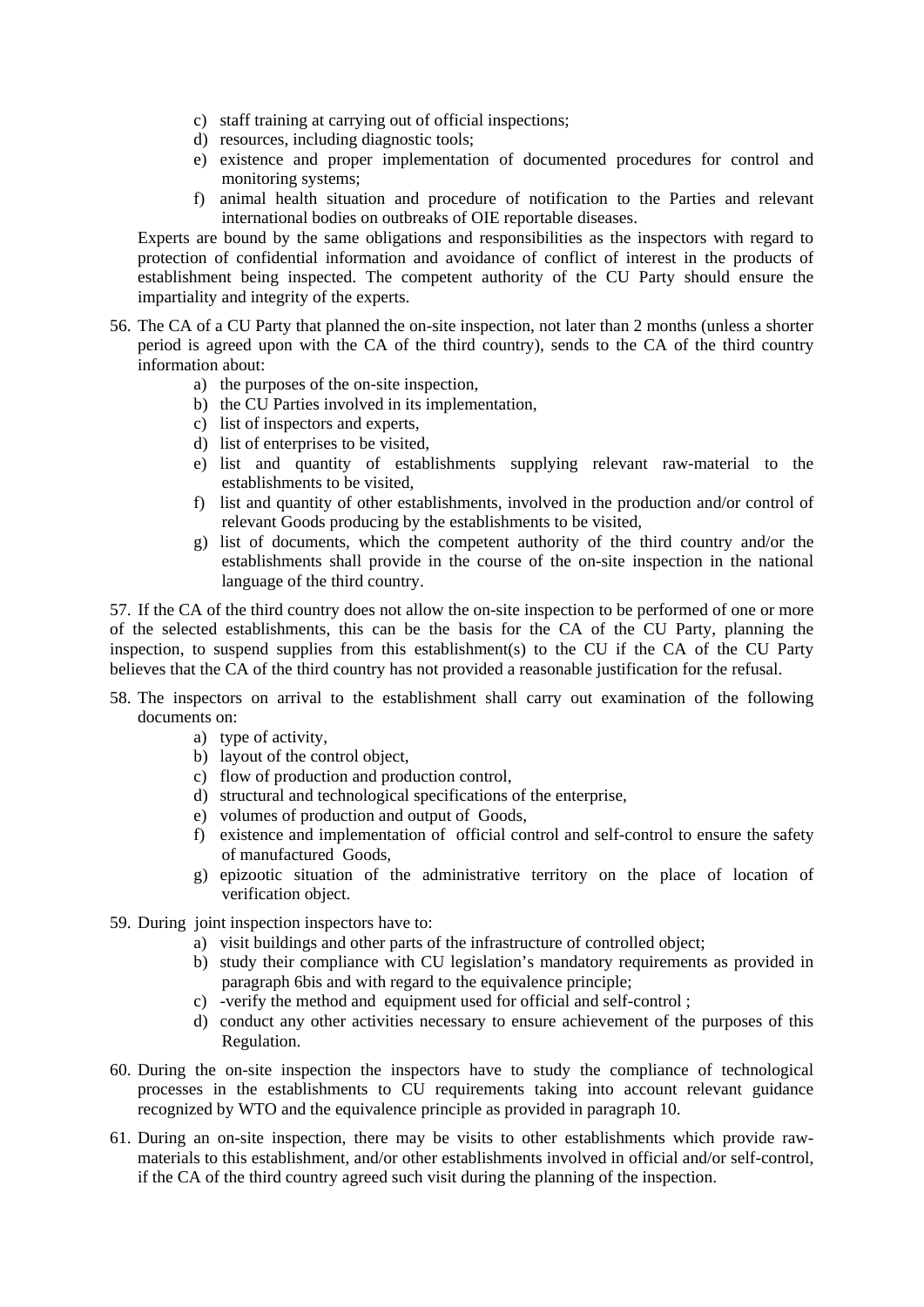c) staff training at carrying out of official inspections;
d) resources, including diagnostic tools;
e) existence and proper implementation of documented procedures for control and monitoring systems;
f) animal health situation and procedure of notification to the Parties and relevant international bodies on outbreaks of OIE reportable diseases.

Experts are bound by the same obligations and responsibilities as the inspectors with regard to protection of confidential information and avoidance of conflict of interest in the products of establishment being inspected. The competent authority of the CU Party should ensure the impartiality and integrity of the experts.

56. The CA of a CU Party that planned the on-site inspection, not later than 2 months (unless a shorter period is agreed upon with the CA of the third country), sends to the CA of the third country information about:
    a) the purposes of the on-site inspection,
    b) the CU Parties involved in its implementation,
    c) list of inspectors and experts,
    d) list of enterprises to be visited,
    e) list and quantity of establishments supplying relevant raw-material to the establishments to be visited,
    f) list and quantity of other establishments, involved in the production and/or control of relevant Goods producing by the establishments to be visited,
    g) list of documents, which the competent authority of the third country and/or the establishments shall provide in the course of the on-site inspection in the national language of the third country.

57. If the CA of the third country does not allow the on-site inspection to be performed of one or more of the selected establishments, this can be the basis for the CA of the CU Party, planning the inspection, to suspend supplies from this establishment(s) to the CU if the CA of the CU Party believes that the CA of the third country has not provided a reasonable justification for the refusal.

58. The inspectors on arrival to the establishment shall carry out examination of the following documents on:
    a) type of activity,
    b) layout of the control object,
    c) flow of production and production control,
    d) structural and technological specifications of the enterprise,
    e) volumes of production and output of Goods,
    f) existence and implementation of official control and self-control to ensure the safety of manufactured Goods,
    g) epizootic situation of the administrative territory on the place of location of verification object.

59. During joint inspection inspectors have to:
    a) visit buildings and other parts of the infrastructure of controlled object;
    b) study their compliance with CU legislation's mandatory requirements as provided in paragraph 6bis and with regard to the equivalence principle;
    c) -verify the method and equipment used for official and self-control ;
    d) conduct any other activities necessary to ensure achievement of the purposes of this Regulation.

60. During the on-site inspection the inspectors have to study the compliance of technological processes in the establishments to CU requirements taking into account relevant guidance recognized by WTO and the equivalence principle as provided in paragraph 10.

61. During an on-site inspection, there may be visits to other establishments which provide raw-materials to this establishment, and/or other establishments involved in official and/or self-control, if the CA of the third country agreed such visit during the planning of the inspection.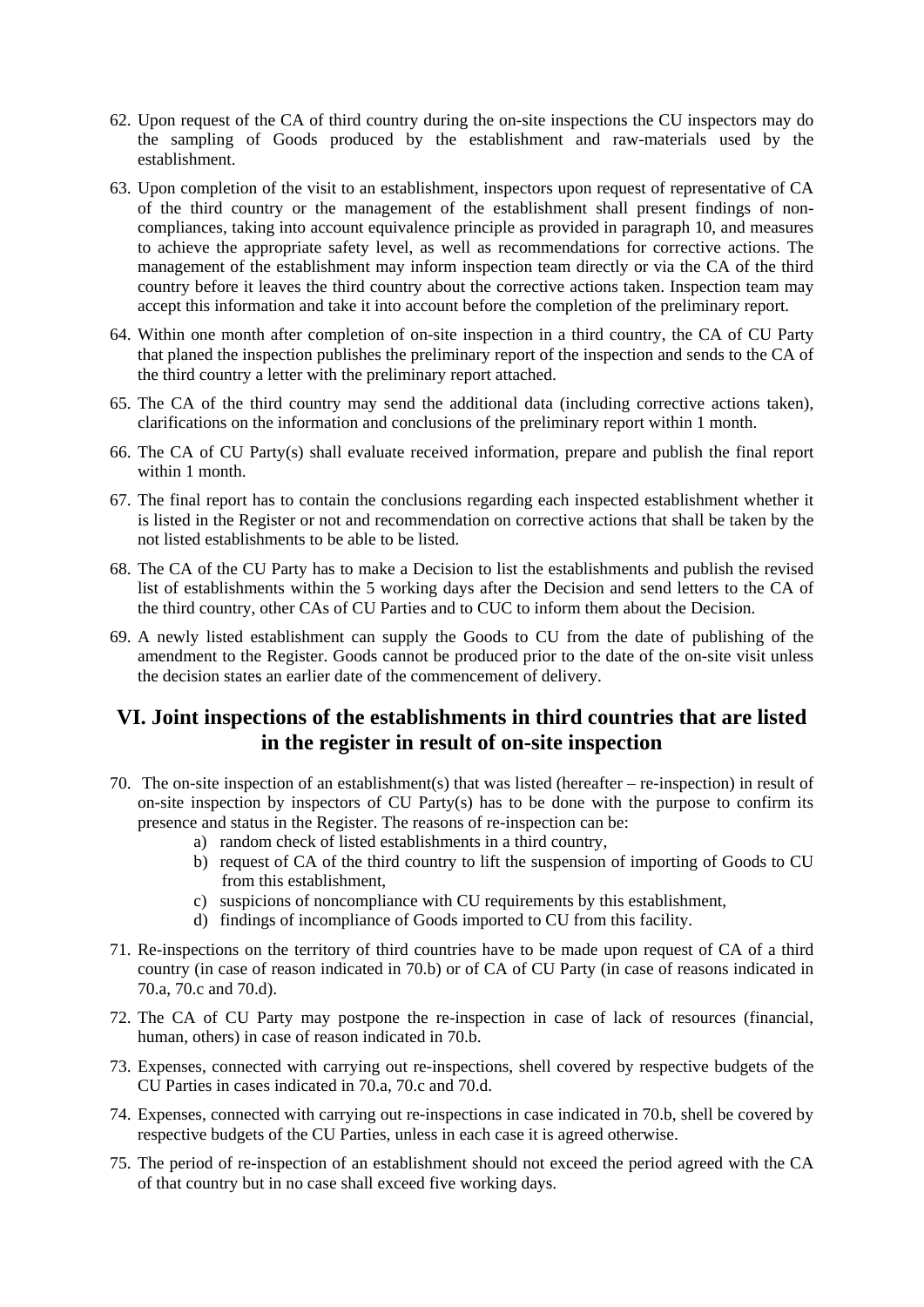62. Upon request of the CA of third country during the on-site inspections the CU inspectors may do the sampling of Goods produced by the establishment and raw-materials used by the establishment.

63. Upon completion of the visit to an establishment, inspectors upon request of representative of CA of the third country or the management of the establishment shall present findings of non-compliances, taking into account equivalence principle as provided in paragraph 10, and measures to achieve the appropriate safety level, as well as recommendations for corrective actions. The management of the establishment may inform inspection team directly or via the CA of the third country before it leaves the third country about the corrective actions taken. Inspection team may accept this information and take it into account before the completion of the preliminary report.

64. Within one month after completion of on-site inspection in a third country, the CA of CU Party that planed the inspection publishes the preliminary report of the inspection and sends to the CA of the third country a letter with the preliminary report attached.

65. The CA of the third country may send the additional data (including corrective actions taken), clarifications on the information and conclusions of the preliminary report within 1 month.

66. The CA of CU Party(s) shall evaluate received information, prepare and publish the final report within 1 month.

67. The final report has to contain the conclusions regarding each inspected establishment whether it is listed in the Register or not and recommendation on corrective actions that shall be taken by the not listed establishments to be able to be listed.

68. The CA of the CU Party has to make a Decision to list the establishments and publish the revised list of establishments within the 5 working days after the Decision and send letters to the CA of the third country, other CAs of CU Parties and to CUC to inform them about the Decision.

69. A newly listed establishment can supply the Goods to CU from the date of publishing of the amendment to the Register. Goods cannot be produced prior to the date of the on-site visit unless the decision states an earlier date of the commencement of delivery.

## VI. Joint inspections of the establishments in third countries that are listed in the register in result of on-site inspection

70. The on-site inspection of an establishment(s) that was listed (hereafter – re-inspection) in result of on-site inspection by inspectors of CU Party(s) has to be done with the purpose to confirm its presence and status in the Register. The reasons of re-inspection can be:
    a) random check of listed establishments in a third country,
    b) request of CA of the third country to lift the suspension of importing of Goods to CU from this establishment,
    c) suspicions of noncompliance with CU requirements by this establishment,
    d) findings of incompliance of Goods imported to CU from this facility.

71. Re-inspections on the territory of third countries have to be made upon request of CA of a third country (in case of reason indicated in 70.b) or of CA of CU Party (in case of reasons indicated in 70.a, 70.c and 70.d).

72. The CA of CU Party may postpone the re-inspection in case of lack of resources (financial, human, others) in case of reason indicated in 70.b.

73. Expenses, connected with carrying out re-inspections, shell covered by respective budgets of the CU Parties in cases indicated in 70.a, 70.c and 70.d.

74. Expenses, connected with carrying out re-inspections in case indicated in 70.b, shell be covered by respective budgets of the CU Parties, unless in each case it is agreed otherwise.

75. The period of re-inspection of an establishment should not exceed the period agreed with the CA of that country but in no case shall exceed five working days.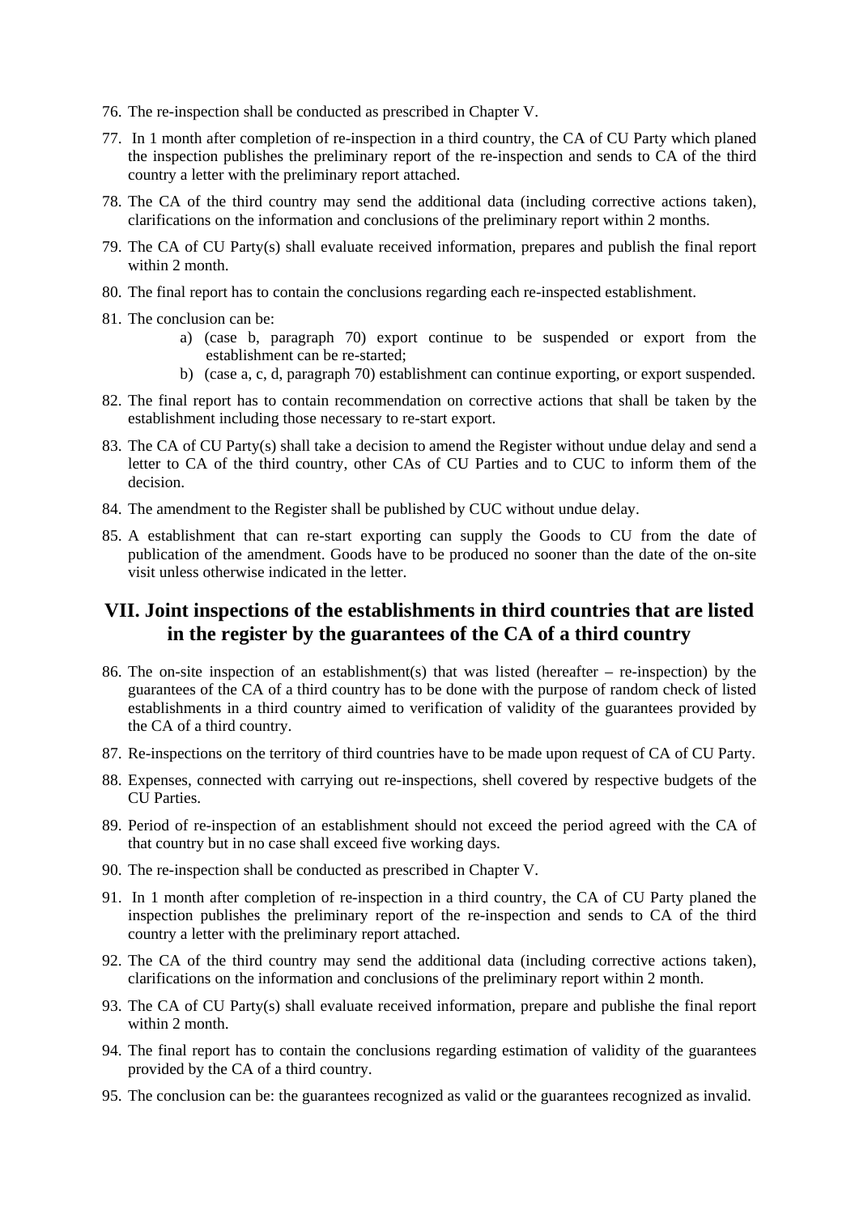76. The re-inspection shall be conducted as prescribed in Chapter V.

77. In 1 month after completion of re-inspection in a third country, the CA of CU Party which planed the inspection publishes the preliminary report of the re-inspection and sends to CA of the third country a letter with the preliminary report attached.

78. The CA of the third country may send the additional data (including corrective actions taken), clarifications on the information and conclusions of the preliminary report within 2 months.

79. The CA of CU Party(s) shall evaluate received information, prepares and publish the final report within 2 month.

80. The final report has to contain the conclusions regarding each re-inspected establishment.

81. The conclusion can be:
    a) (case b, paragraph 70) export continue to be suspended or export from the establishment can be re-started;
    b) (case a, c, d, paragraph 70) establishment can continue exporting, or export suspended.

82. The final report has to contain recommendation on corrective actions that shall be taken by the establishment including those necessary to re-start export.

83. The CA of CU Party(s) shall take a decision to amend the Register without undue delay and send a letter to CA of the third country, other CAs of CU Parties and to CUC to inform them of the decision.

84. The amendment to the Register shall be published by CUC without undue delay.

85. A establishment that can re-start exporting can supply the Goods to CU from the date of publication of the amendment. Goods have to be produced no sooner than the date of the on-site visit unless otherwise indicated in the letter.

## VII. Joint inspections of the establishments in third countries that are listed in the register by the guarantees of the CA of a third country

86. The on-site inspection of an establishment(s) that was listed (hereafter – re-inspection) by the guarantees of the CA of a third country has to be done with the purpose of random check of listed establishments in a third country aimed to verification of validity of the guarantees provided by the CA of a third country.

87. Re-inspections on the territory of third countries have to be made upon request of CA of CU Party.

88. Expenses, connected with carrying out re-inspections, shell covered by respective budgets of the CU Parties.

89. Period of re-inspection of an establishment should not exceed the period agreed with the CA of that country but in no case shall exceed five working days.

90. The re-inspection shall be conducted as prescribed in Chapter V.

91. In 1 month after completion of re-inspection in a third country, the CA of CU Party planed the inspection publishes the preliminary report of the re-inspection and sends to CA of the third country a letter with the preliminary report attached.

92. The CA of the third country may send the additional data (including corrective actions taken), clarifications on the information and conclusions of the preliminary report within 2 month.

93. The CA of CU Party(s) shall evaluate received information, prepare and publishe the final report within 2 month.

94. The final report has to contain the conclusions regarding estimation of validity of the guarantees provided by the CA of a third country.

95. The conclusion can be: the guarantees recognized as valid or the guarantees recognized as invalid.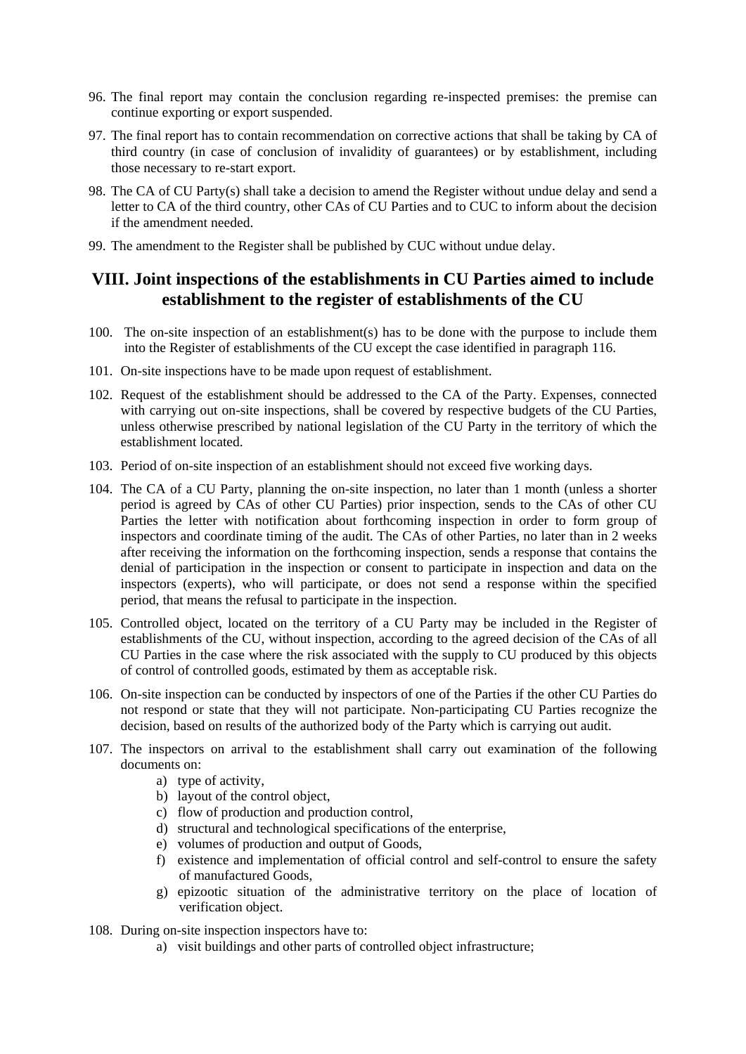96. The final report may contain the conclusion regarding re-inspected premises: the premise can continue exporting or export suspended.

97. The final report has to contain recommendation on corrective actions that shall be taking by CA of third country (in case of conclusion of invalidity of guarantees) or by establishment, including those necessary to re-start export.

98. The CA of CU Party(s) shall take a decision to amend the Register without undue delay and send a letter to CA of the third country, other CAs of CU Parties and to CUC to inform about the decision if the amendment needed.

99. The amendment to the Register shall be published by CUC without undue delay.

## VIII. Joint inspections of the establishments in CU Parties aimed to include establishment to the register of establishments of the CU

100. The on-site inspection of an establishment(s) has to be done with the purpose to include them into the Register of establishments of the CU except the case identified in paragraph 116.

101. On-site inspections have to be made upon request of establishment.

102. Request of the establishment should be addressed to the CA of the Party. Expenses, connected with carrying out on-site inspections, shall be covered by respective budgets of the CU Parties, unless otherwise prescribed by national legislation of the CU Party in the territory of which the establishment located.

103. Period of on-site inspection of an establishment should not exceed five working days.

104. The CA of a CU Party, planning the on-site inspection, no later than 1 month (unless a shorter period is agreed by CAs of other CU Parties) prior inspection, sends to the CAs of other CU Parties the letter with notification about forthcoming inspection in order to form group of inspectors and coordinate timing of the audit. The CAs of other Parties, no later than in 2 weeks after receiving the information on the forthcoming inspection, sends a response that contains the denial of participation in the inspection or consent to participate in inspection and data on the inspectors (experts), who will participate, or does not send a response within the specified period, that means the refusal to participate in the inspection.

105. Controlled object, located on the territory of a CU Party may be included in the Register of establishments of the CU, without inspection, according to the agreed decision of the CAs of all CU Parties in the case where the risk associated with the supply to CU produced by this objects of control of controlled goods, estimated by them as acceptable risk.

106. On-site inspection can be conducted by inspectors of one of the Parties if the other CU Parties do not respond or state that they will not participate. Non-participating CU Parties recognize the decision, based on results of the authorized body of the Party which is carrying out audit.

107. The inspectors on arrival to the establishment shall carry out examination of the following documents on:
    a) type of activity,
    b) layout of the control object,
    c) flow of production and production control,
    d) structural and technological specifications of the enterprise,
    e) volumes of production and output of Goods,
    f) existence and implementation of official control and self-control to ensure the safety of manufactured Goods,
    g) epizootic situation of the administrative territory on the place of location of verification object.

108. During on-site inspection inspectors have to:
    a) visit buildings and other parts of controlled object infrastructure;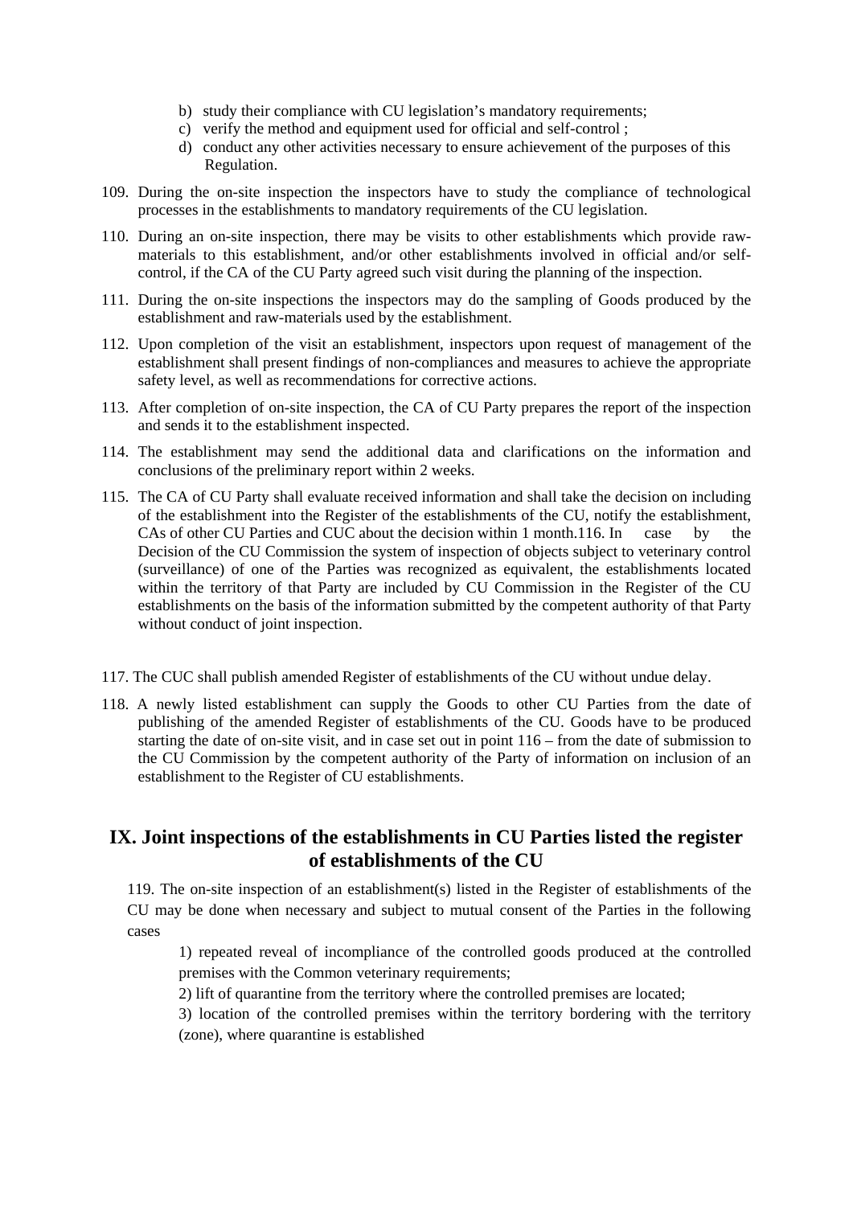b) study their compliance with CU legislation's mandatory requirements;
c) verify the method and equipment used for official and self-control ;
d) conduct any other activities necessary to ensure achievement of the purposes of this Regulation.

109. During the on-site inspection the inspectors have to study the compliance of technological processes in the establishments to mandatory requirements of the CU legislation.

110. During an on-site inspection, there may be visits to other establishments which provide raw-materials to this establishment, and/or other establishments involved in official and/or self-control, if the CA of the CU Party agreed such visit during the planning of the inspection.

111. During the on-site inspections the inspectors may do the sampling of Goods produced by the establishment and raw-materials used by the establishment.

112. Upon completion of the visit an establishment, inspectors upon request of management of the establishment shall present findings of non-compliances and measures to achieve the appropriate safety level, as well as recommendations for corrective actions.

113. After completion of on-site inspection, the CA of CU Party prepares the report of the inspection and sends it to the establishment inspected.

114. The establishment may send the additional data and clarifications on the information and conclusions of the preliminary report within 2 weeks.

115. The CA of CU Party shall evaluate received information and shall take the decision on including of the establishment into the Register of the establishments of the CU, notify the establishment, CAs of other CU Parties and CUC about the decision within 1 month.116. In case by the Decision of the CU Commission the system of inspection of objects subject to veterinary control (surveillance) of one of the Parties was recognized as equivalent, the establishments located within the territory of that Party are included by CU Commission in the Register of the CU establishments on the basis of the information submitted by the competent authority of that Party without conduct of joint inspection.

117. The CUC shall publish amended Register of establishments of the CU without undue delay.

118. A newly listed establishment can supply the Goods to other CU Parties from the date of publishing of the amended Register of establishments of the CU. Goods have to be produced starting the date of on-site visit, and in case set out in point 116 – from the date of submission to the CU Commission by the competent authority of the Party of information on inclusion of an establishment to the Register of CU establishments.

## IX. Joint inspections of the establishments in CU Parties listed the register of establishments of the CU

119. The on-site inspection of an establishment(s) listed in the Register of establishments of the CU may be done when necessary and subject to mutual consent of the Parties in the following cases

1) repeated reveal of incompliance of the controlled goods produced at the controlled premises with the Common veterinary requirements;

2) lift of quarantine from the territory where the controlled premises are located;

3) location of the controlled premises within the territory bordering with the territory (zone), where quarantine is established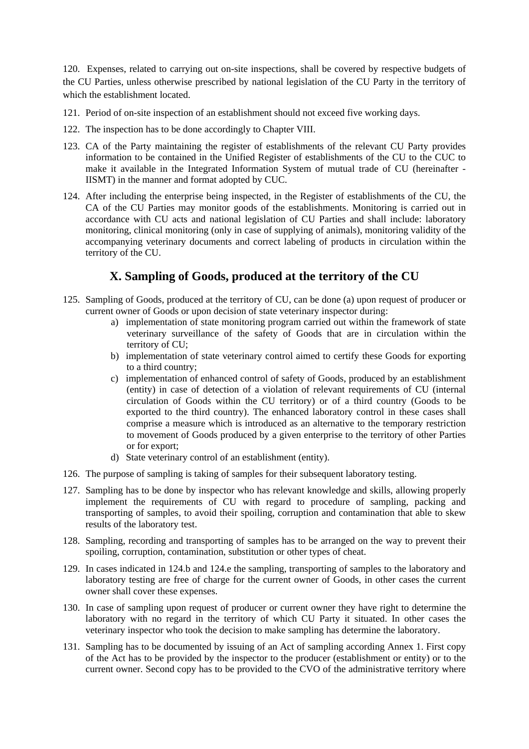120. Expenses, related to carrying out on-site inspections, shall be covered by respective budgets of the CU Parties, unless otherwise prescribed by national legislation of the CU Party in the territory of which the establishment located.

121. Period of on-site inspection of an establishment should not exceed five working days.

122. The inspection has to be done accordingly to Chapter VIII.

123. CA of the Party maintaining the register of establishments of the relevant CU Party provides information to be contained in the Unified Register of establishments of the CU to the CUC to make it available in the Integrated Information System of mutual trade of CU (hereinafter - IISMT) in the manner and format adopted by CUC.

124. After including the enterprise being inspected, in the Register of establishments of the CU, the CA of the CU Parties may monitor goods of the establishments. Monitoring is carried out in accordance with CU acts and national legislation of CU Parties and shall include: laboratory monitoring, clinical monitoring (only in case of supplying of animals), monitoring validity of the accompanying veterinary documents and correct labeling of products in circulation within the territory of the CU.

## X. Sampling of Goods, produced at the territory of the CU

125. Sampling of Goods, produced at the territory of CU, can be done (a) upon request of producer or current owner of Goods or upon decision of state veterinary inspector during:
    a) implementation of state monitoring program carried out within the framework of state veterinary surveillance of the safety of Goods that are in circulation within the territory of CU;
    b) implementation of state veterinary control aimed to certify these Goods for exporting to a third country;
    c) implementation of enhanced control of safety of Goods, produced by an establishment (entity) in case of detection of a violation of relevant requirements of CU (internal circulation of Goods within the CU territory) or of a third country (Goods to be exported to the third country). The enhanced laboratory control in these cases shall comprise a measure which is introduced as an alternative to the temporary restriction to movement of Goods produced by a given enterprise to the territory of other Parties or for export;
    d) State veterinary control of an establishment (entity).

126. The purpose of sampling is taking of samples for their subsequent laboratory testing.

127. Sampling has to be done by inspector who has relevant knowledge and skills, allowing properly implement the requirements of CU with regard to procedure of sampling, packing and transporting of samples, to avoid their spoiling, corruption and contamination that able to skew results of the laboratory test.

128. Sampling, recording and transporting of samples has to be arranged on the way to prevent their spoiling, corruption, contamination, substitution or other types of cheat.

129. In cases indicated in 124.b and 124.e the sampling, transporting of samples to the laboratory and laboratory testing are free of charge for the current owner of Goods, in other cases the current owner shall cover these expenses.

130. In case of sampling upon request of producer or current owner they have right to determine the laboratory with no regard in the territory of which CU Party it situated. In other cases the veterinary inspector who took the decision to make sampling has determine the laboratory.

131. Sampling has to be documented by issuing of an Act of sampling according Annex 1. First copy of the Act has to be provided by the inspector to the producer (establishment or entity) or to the current owner. Second copy has to be provided to the CVO of the administrative territory where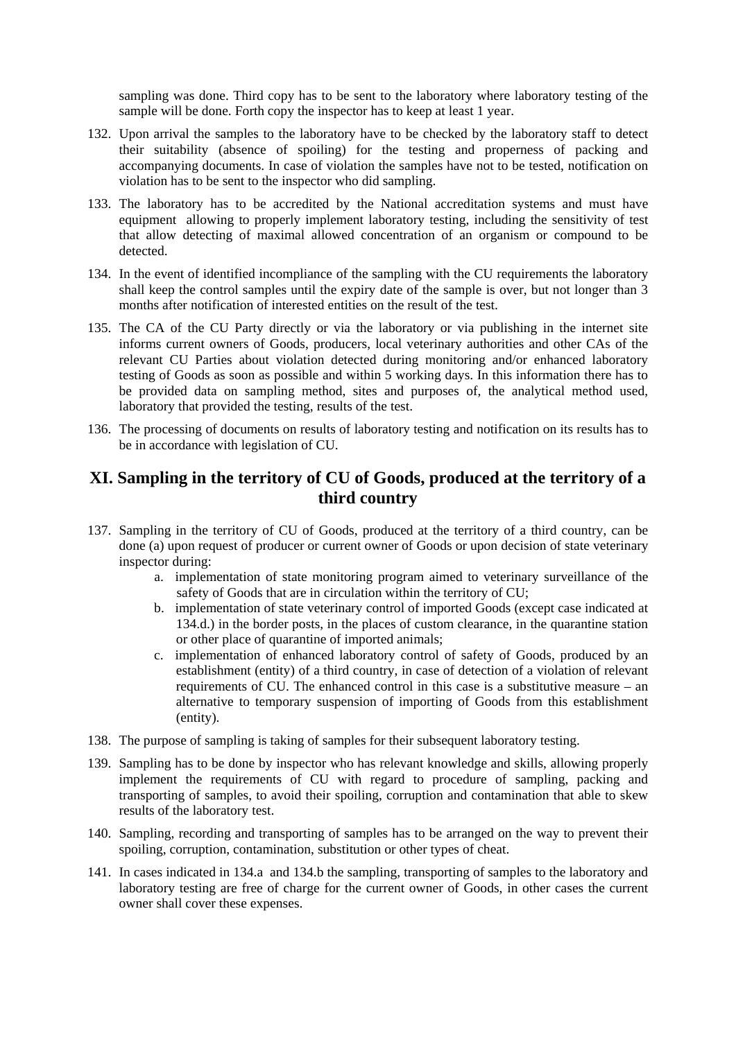sampling was done. Third copy has to be sent to the laboratory where laboratory testing of the sample will be done. Forth copy the inspector has to keep at least 1 year.

132. Upon arrival the samples to the laboratory have to be checked by the laboratory staff to detect their suitability (absence of spoiling) for the testing and properness of packing and accompanying documents. In case of violation the samples have not to be tested, notification on violation has to be sent to the inspector who did sampling.
133. The laboratory has to be accredited by the National accreditation systems and must have equipment allowing to properly implement laboratory testing, including the sensitivity of test that allow detecting of maximal allowed concentration of an organism or compound to be detected.
134. In the event of identified incompliance of the sampling with the CU requirements the laboratory shall keep the control samples until the expiry date of the sample is over, but not longer than 3 months after notification of interested entities on the result of the test.
135. The CA of the CU Party directly or via the laboratory or via publishing in the internet site informs current owners of Goods, producers, local veterinary authorities and other CAs of the relevant CU Parties about violation detected during monitoring and/or enhanced laboratory testing of Goods as soon as possible and within 5 working days. In this information there has to be provided data on sampling method, sites and purposes of, the analytical method used, laboratory that provided the testing, results of the test.
136. The processing of documents on results of laboratory testing and notification on its results has to be in accordance with legislation of CU.

## XI. Sampling in the territory of CU of Goods, produced at the territory of a third country

137. Sampling in the territory of CU of Goods, produced at the territory of a third country, can be done (a) upon request of producer or current owner of Goods or upon decision of state veterinary inspector during:
    a. implementation of state monitoring program aimed to veterinary surveillance of the safety of Goods that are in circulation within the territory of CU;
    b. implementation of state veterinary control of imported Goods (except case indicated at 134.d.) in the border posts, in the places of custom clearance, in the quarantine station or other place of quarantine of imported animals;
    c. implementation of enhanced laboratory control of safety of Goods, produced by an establishment (entity) of a third country, in case of detection of a violation of relevant requirements of CU. The enhanced control in this case is a substitutive measure – an alternative to temporary suspension of importing of Goods from this establishment (entity).
138. The purpose of sampling is taking of samples for their subsequent laboratory testing.
139. Sampling has to be done by inspector who has relevant knowledge and skills, allowing properly implement the requirements of CU with regard to procedure of sampling, packing and transporting of samples, to avoid their spoiling, corruption and contamination that able to skew results of the laboratory test.
140. Sampling, recording and transporting of samples has to be arranged on the way to prevent their spoiling, corruption, contamination, substitution or other types of cheat.
141. In cases indicated in 134.a and 134.b the sampling, transporting of samples to the laboratory and laboratory testing are free of charge for the current owner of Goods, in other cases the current owner shall cover these expenses.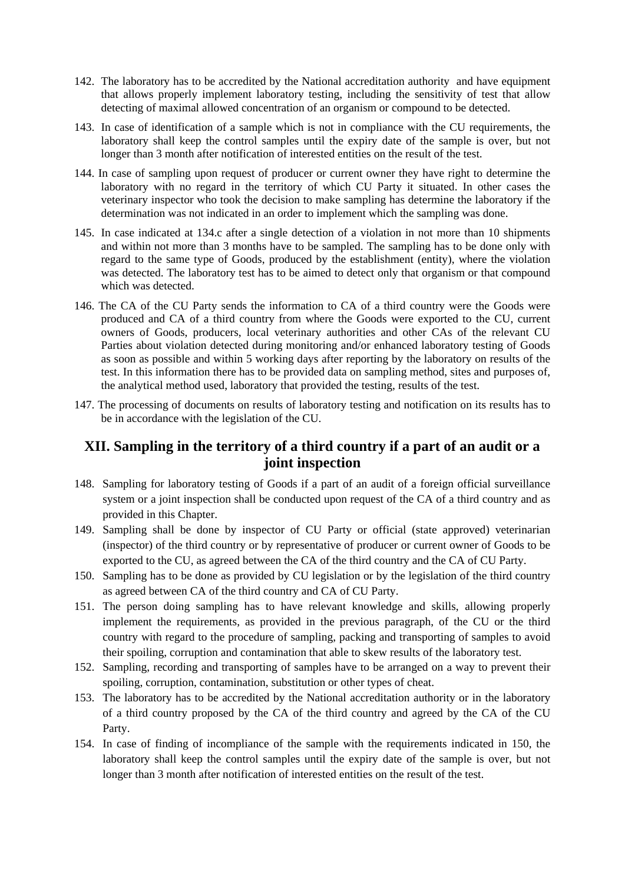142. The laboratory has to be accredited by the National accreditation authority and have equipment that allows properly implement laboratory testing, including the sensitivity of test that allow detecting of maximal allowed concentration of an organism or compound to be detected.

143. In case of identification of a sample which is not in compliance with the CU requirements, the laboratory shall keep the control samples until the expiry date of the sample is over, but not longer than 3 month after notification of interested entities on the result of the test.

144. In case of sampling upon request of producer or current owner they have right to determine the laboratory with no regard in the territory of which CU Party it situated. In other cases the veterinary inspector who took the decision to make sampling has determine the laboratory if the determination was not indicated in an order to implement which the sampling was done.

145. In case indicated at 134.c after a single detection of a violation in not more than 10 shipments and within not more than 3 months have to be sampled. The sampling has to be done only with regard to the same type of Goods, produced by the establishment (entity), where the violation was detected. The laboratory test has to be aimed to detect only that organism or that compound which was detected.

146. The CA of the CU Party sends the information to CA of a third country were the Goods were produced and CA of a third country from where the Goods were exported to the CU, current owners of Goods, producers, local veterinary authorities and other CAs of the relevant CU Parties about violation detected during monitoring and/or enhanced laboratory testing of Goods as soon as possible and within 5 working days after reporting by the laboratory on results of the test. In this information there has to be provided data on sampling method, sites and purposes of, the analytical method used, laboratory that provided the testing, results of the test.

147. The processing of documents on results of laboratory testing and notification on its results has to be in accordance with the legislation of the CU.

## XII. Sampling in the territory of a third country if a part of an audit or a joint inspection

148. Sampling for laboratory testing of Goods if a part of an audit of a foreign official surveillance system or a joint inspection shall be conducted upon request of the CA of a third country and as provided in this Chapter.

149. Sampling shall be done by inspector of CU Party or official (state approved) veterinarian (inspector) of the third country or by representative of producer or current owner of Goods to be exported to the CU, as agreed between the CA of the third country and the CA of CU Party.

150. Sampling has to be done as provided by CU legislation or by the legislation of the third country as agreed between CA of the third country and CA of CU Party.

151. The person doing sampling has to have relevant knowledge and skills, allowing properly implement the requirements, as provided in the previous paragraph, of the CU or the third country with regard to the procedure of sampling, packing and transporting of samples to avoid their spoiling, corruption and contamination that able to skew results of the laboratory test.

152. Sampling, recording and transporting of samples have to be arranged on a way to prevent their spoiling, corruption, contamination, substitution or other types of cheat.

153. The laboratory has to be accredited by the National accreditation authority or in the laboratory of a third country proposed by the CA of the third country and agreed by the CA of the CU Party.

154. In case of finding of incompliance of the sample with the requirements indicated in 150, the laboratory shall keep the control samples until the expiry date of the sample is over, but not longer than 3 month after notification of interested entities on the result of the test.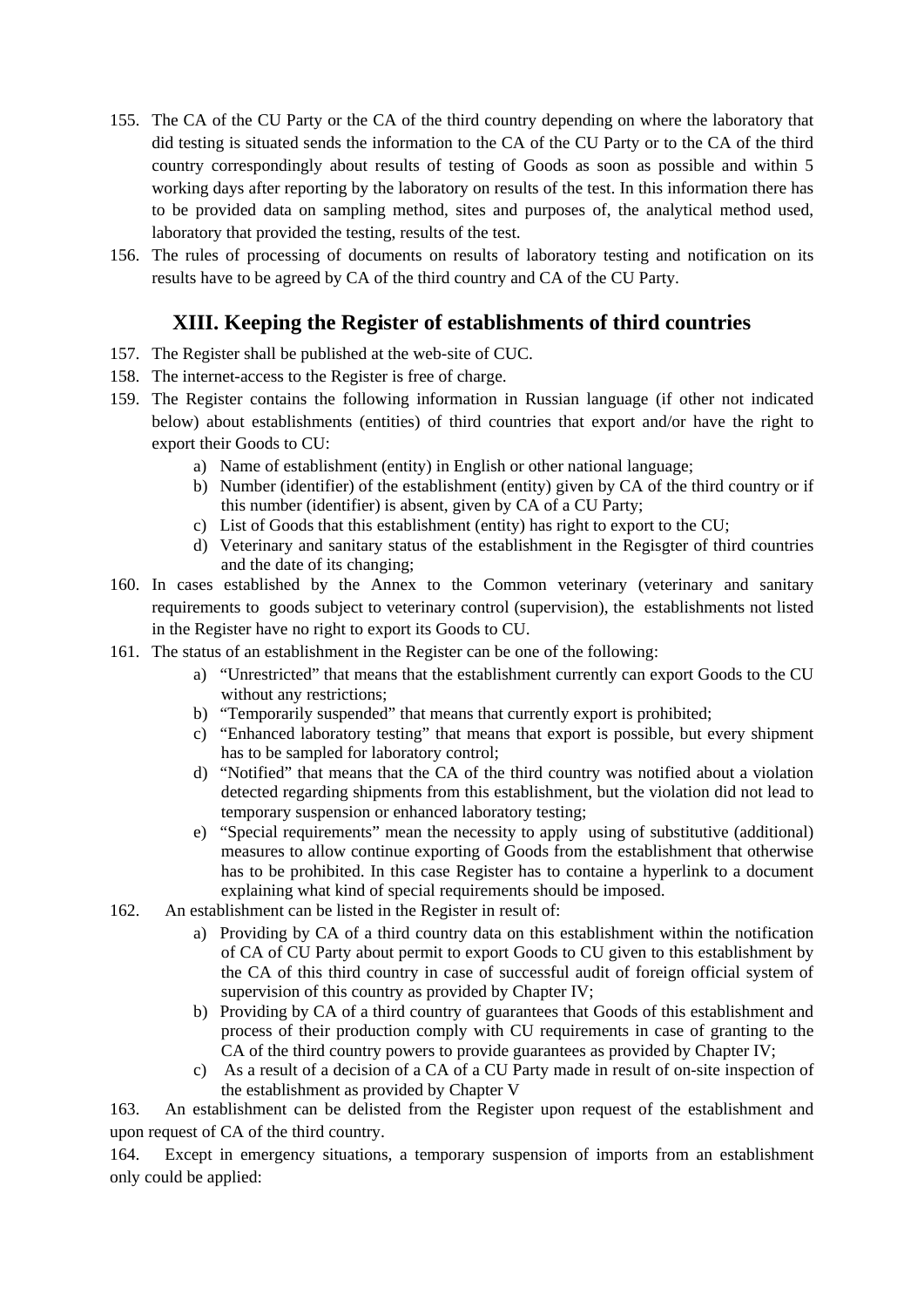155. The CA of the CU Party or the CA of the third country depending on where the laboratory that did testing is situated sends the information to the CA of the CU Party or to the CA of the third country correspondingly about results of testing of Goods as soon as possible and within 5 working days after reporting by the laboratory on results of the test. In this information there has to be provided data on sampling method, sites and purposes of, the analytical method used, laboratory that provided the testing, results of the test.
156. The rules of processing of documents on results of laboratory testing and notification on its results have to be agreed by CA of the third country and CA of the CU Party.

## XIII. Keeping the Register of establishments of third countries

157. The Register shall be published at the web-site of CUC.
158. The internet-access to the Register is free of charge.
159. The Register contains the following information in Russian language (if other not indicated below) about establishments (entities) of third countries that export and/or have the right to export their Goods to CU:
    a) Name of establishment (entity) in English or other national language;
    b) Number (identifier) of the establishment (entity) given by CA of the third country or if this number (identifier) is absent, given by CA of a CU Party;
    c) List of Goods that this establishment (entity) has right to export to the CU;
    d) Veterinary and sanitary status of the establishment in the Regisgter of third countries and the date of its changing;
160. In cases established by the Annex to the Common veterinary (veterinary and sanitary requirements to goods subject to veterinary control (supervision), the establishments not listed in the Register have no right to export its Goods to CU.
161. The status of an establishment in the Register can be one of the following:
    a) "Unrestricted" that means that the establishment currently can export Goods to the CU without any restrictions;
    b) "Temporarily suspended" that means that currently export is prohibited;
    c) "Enhanced laboratory testing" that means that export is possible, but every shipment has to be sampled for laboratory control;
    d) "Notified" that means that the CA of the third country was notified about a violation detected regarding shipments from this establishment, but the violation did not lead to temporary suspension or enhanced laboratory testing;
    e) "Special requirements" mean the necessity to apply using of substitutive (additional) measures to allow continue exporting of Goods from the establishment that otherwise has to be prohibited. In this case Register has to containe a hyperlink to a document explaining what kind of special requirements should be imposed.
162. An establishment can be listed in the Register in result of:
    a) Providing by CA of a third country data on this establishment within the notification of CA of CU Party about permit to export Goods to CU given to this establishment by the CA of this third country in case of successful audit of foreign official system of supervision of this country as provided by Chapter IV;
    b) Providing by CA of a third country of guarantees that Goods of this establishment and process of their production comply with CU requirements in case of granting to the CA of the third country powers to provide guarantees as provided by Chapter IV;
    c) As a result of a decision of a CA of a CU Party made in result of on-site inspection of the establishment as provided by Chapter V

163. An establishment can be delisted from the Register upon request of the establishment and upon request of CA of the third country.

164. Except in emergency situations, a temporary suspension of imports from an establishment only could be applied: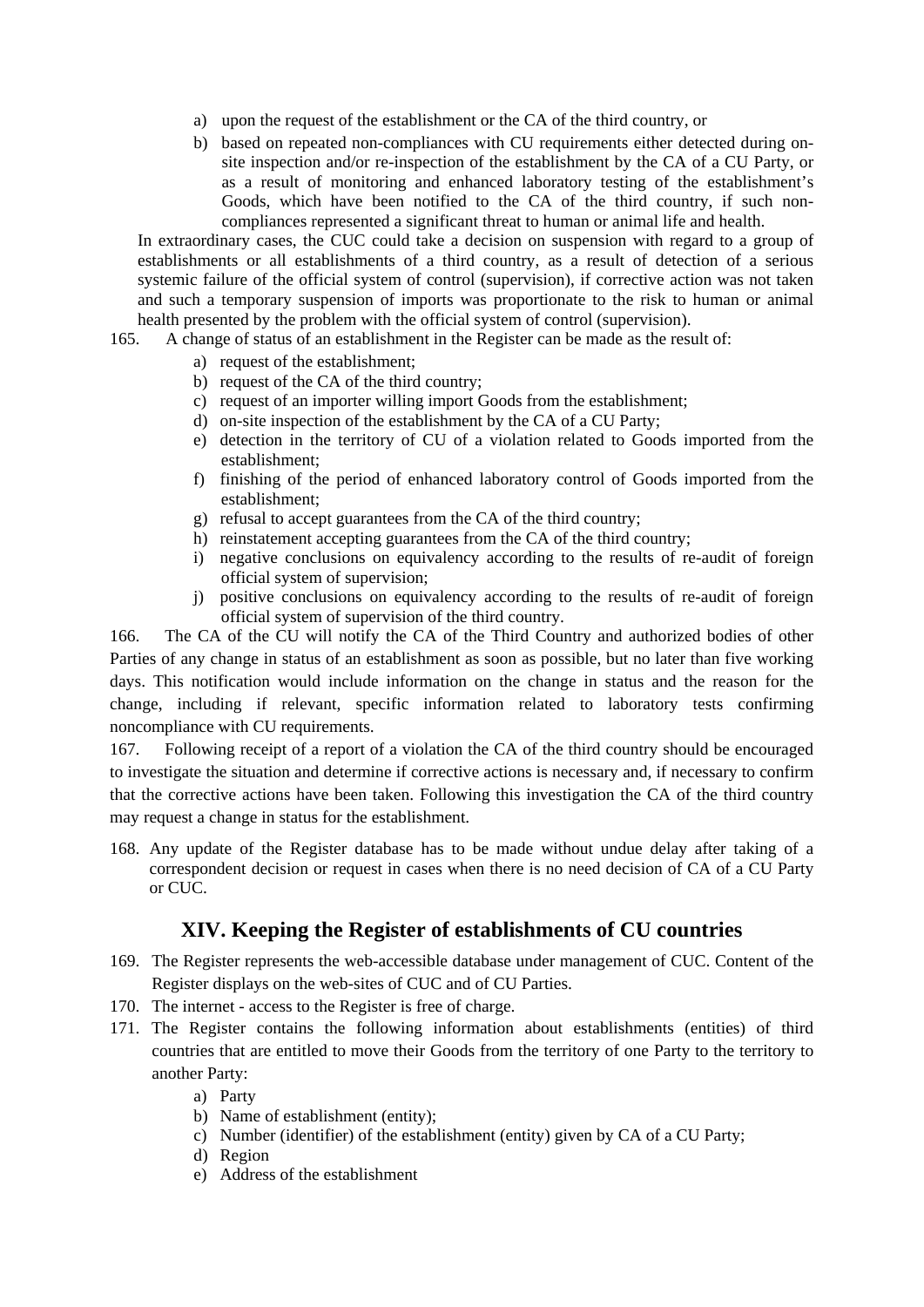a) upon the request of the establishment or the CA of the third country, or
b) based on repeated non-compliances with CU requirements either detected during on-site inspection and/or re-inspection of the establishment by the CA of a CU Party, or as a result of monitoring and enhanced laboratory testing of the establishment's Goods, which have been notified to the CA of the third country, if such non-compliances represented a significant threat to human or animal life and health.

In extraordinary cases, the CUC could take a decision on suspension with regard to a group of establishments or all establishments of a third country, as a result of detection of a serious systemic failure of the official system of control (supervision), if corrective action was not taken and such a temporary suspension of imports was proportionate to the risk to human or animal health presented by the problem with the official system of control (supervision).

165. A change of status of an establishment in the Register can be made as the result of:

a) request of the establishment;
b) request of the CA of the third country;
c) request of an importer willing import Goods from the establishment;
d) on-site inspection of the establishment by the CA of a CU Party;
e) detection in the territory of CU of a violation related to Goods imported from the establishment;
f) finishing of the period of enhanced laboratory control of Goods imported from the establishment;
g) refusal to accept guarantees from the CA of the third country;
h) reinstatement accepting guarantees from the CA of the third country;
i) negative conclusions on equivalency according to the results of re-audit of foreign official system of supervision;
j) positive conclusions on equivalency according to the results of re-audit of foreign official system of supervision of the third country.

166. The CA of the CU will notify the CA of the Third Country and authorized bodies of other Parties of any change in status of an establishment as soon as possible, but no later than five working days. This notification would include information on the change in status and the reason for the change, including if relevant, specific information related to laboratory tests confirming noncompliance with CU requirements.

167. Following receipt of a report of a violation the CA of the third country should be encouraged to investigate the situation and determine if corrective actions is necessary and, if necessary to confirm that the corrective actions have been taken. Following this investigation the CA of the third country may request a change in status for the establishment.

168. Any update of the Register database has to be made without undue delay after taking of a correspondent decision or request in cases when there is no need decision of CA of a CU Party or CUC.

## XIV. Keeping the Register of establishments of CU countries

169. The Register represents the web-accessible database under management of CUC. Content of the Register displays on the web-sites of CUC and of CU Parties.

170. The internet - access to the Register is free of charge.

171. The Register contains the following information about establishments (entities) of third countries that are entitled to move their Goods from the territory of one Party to the territory to another Party:

a) Party
b) Name of establishment (entity);
c) Number (identifier) of the establishment (entity) given by CA of a CU Party;
d) Region
e) Address of the establishment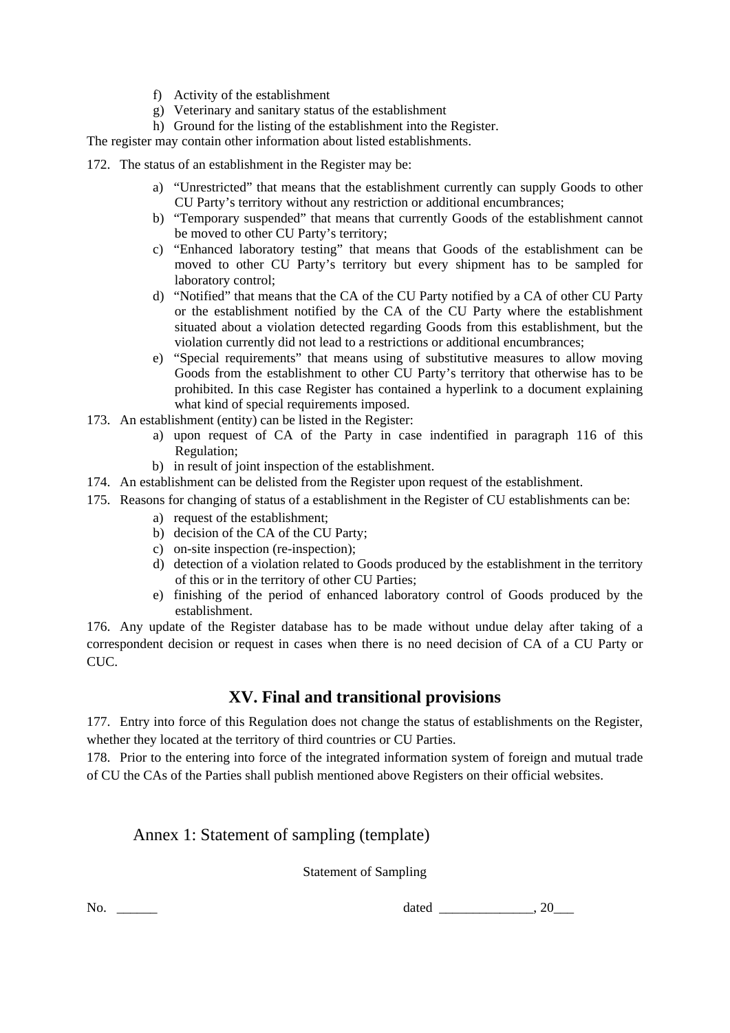f) Activity of the establishment
g) Veterinary and sanitary status of the establishment
h) Ground for the listing of the establishment into the Register.

The register may contain other information about listed establishments.

172. The status of an establishment in the Register may be:

a) "Unrestricted" that means that the establishment currently can supply Goods to other CU Party's territory without any restriction or additional encumbrances;
b) "Temporary suspended" that means that currently Goods of the establishment cannot be moved to other CU Party's territory;
c) "Enhanced laboratory testing" that means that Goods of the establishment can be moved to other CU Party's territory but every shipment has to be sampled for laboratory control;
d) "Notified" that means that the CA of the CU Party notified by a CA of other CU Party or the establishment notified by the CA of the CU Party where the establishment situated about a violation detected regarding Goods from this establishment, but the violation currently did not lead to a restrictions or additional encumbrances;
e) "Special requirements" that means using of substitutive measures to allow moving Goods from the establishment to other CU Party's territory that otherwise has to be prohibited. In this case Register has contained a hyperlink to a document explaining what kind of special requirements imposed.

173. An establishment (entity) can be listed in the Register:

a) upon request of CA of the Party in case indentified in paragraph 116 of this Regulation;
b) in result of joint inspection of the establishment.

174. An establishment can be delisted from the Register upon request of the establishment.

175. Reasons for changing of status of a establishment in the Register of CU establishments can be:

a) request of the establishment;
b) decision of the CA of the CU Party;
c) on-site inspection (re-inspection);
d) detection of a violation related to Goods produced by the establishment in the territory of this or in the territory of other CU Parties;
e) finishing of the period of enhanced laboratory control of Goods produced by the establishment.

176. Any update of the Register database has to be made without undue delay after taking of a correspondent decision or request in cases when there is no need decision of CA of a CU Party or CUC.

## XV. Final and transitional provisions

177. Entry into force of this Regulation does not change the status of establishments on the Register, whether they located at the territory of third countries or CU Parties.

178. Prior to the entering into force of the integrated information system of foreign and mutual trade of CU the CAs of the Parties shall publish mentioned above Registers on their official websites.

## Annex 1: Statement of sampling (template)

Statement of Sampling

No. ______ dated ______________, 20___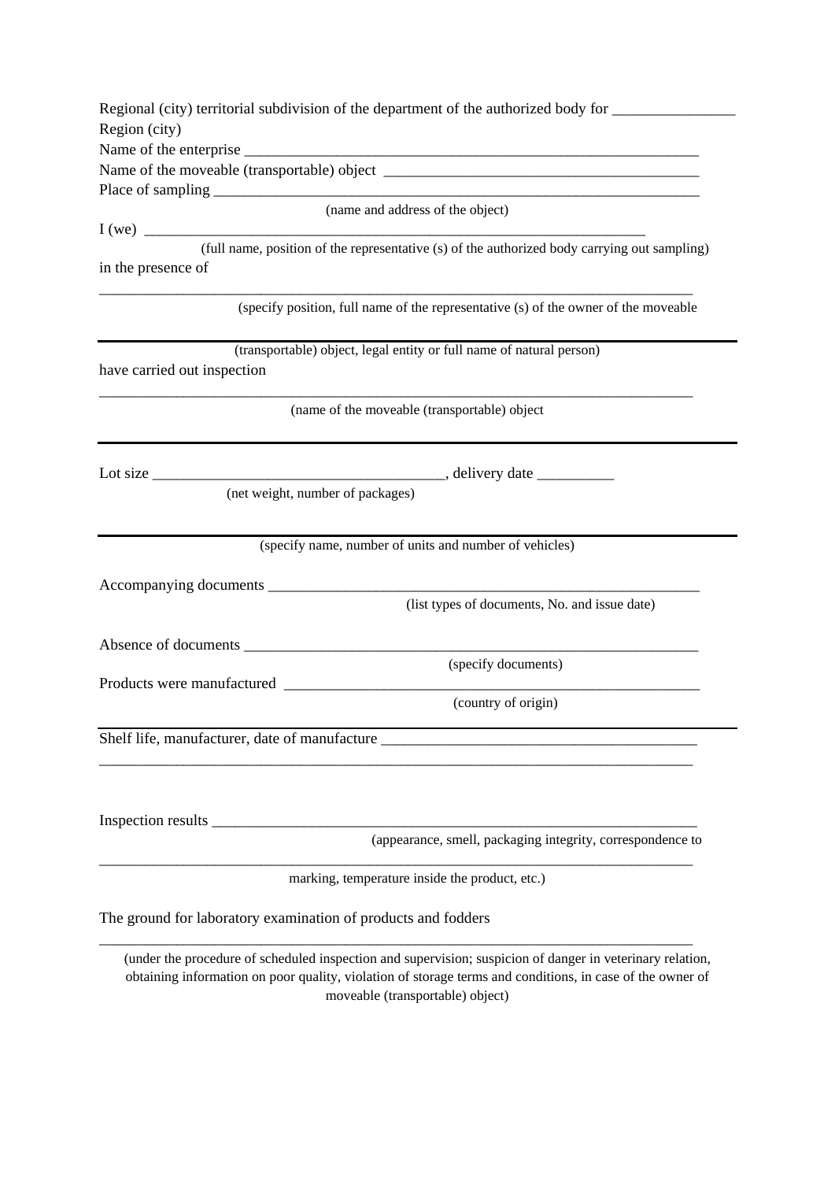Regional (city) territorial subdivision of the department of the authorized body for ________________
Region (city)

Name of the enterprise ______________________________________________________________

Name of the moveable (transportable) object __________________________________________

Place of sampling ___________________________________________________________________
(name and address of the object)

I (we) ______________________________________________________________________
(full name, position of the representative (s) of the authorized body carrying out sampling)

in the presence of

_____________________________________________________________________________
(specify position, full name of the representative (s) of the owner of the moveable

_____________________________________________________________________________
(transportable) object, legal entity or full name of natural person)

have carried out inspection

_____________________________________________________________________________
(name of the moveable (transportable) object)

_____________________________________________________________________________

Lot size ______________________________________, delivery date __________
(net weight, number of packages)

_____________________________________________________________________________
(specify name, number of units and number of vehicles)

Accompanying documents __________________________________________________________
(list types of documents, No. and issue date)

Absence of documents ____________________________________________________________
(specify documents)

Products were manufactured _______________________________________________________
(country of origin)

_____________________________________________________________________________

Shelf life, manufacturer, date of manufacture _________________________________________

_____________________________________________________________________________

Inspection results ______________________________________________________________
(appearance, smell, packaging integrity, correspondence to

_____________________________________________________________________________
marking, temperature inside the product, etc.)

The ground for laboratory examination of products and fodders

_____________________________________________________________________________
(under the procedure of scheduled inspection and supervision; suspicion of danger in veterinary relation, obtaining information on poor quality, violation of storage terms and conditions, in case of the owner of moveable (transportable) object)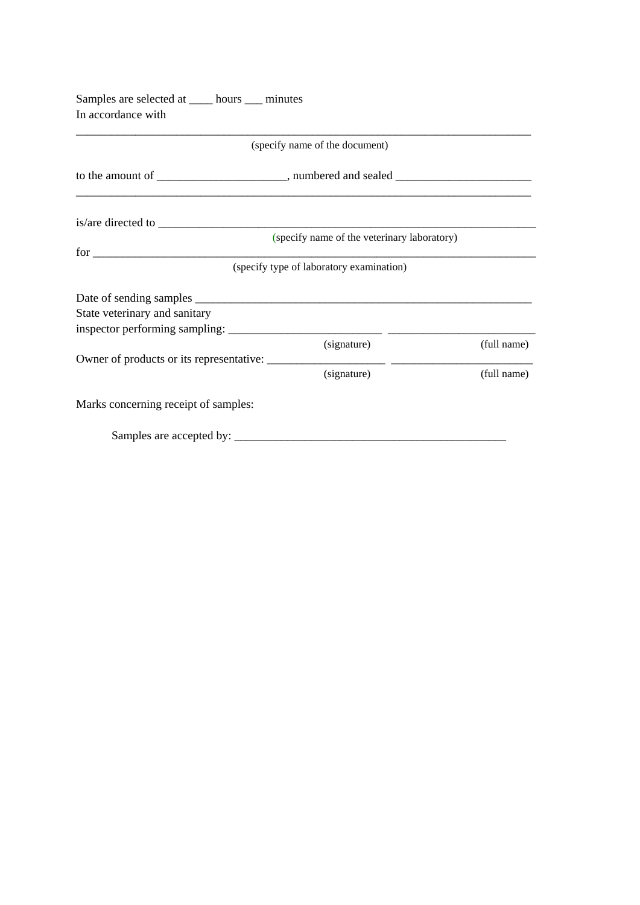Samples are selected at ____ hours ___ minutes
In accordance with

______________________________________________________________________________
(specify name of the document)

to the amount of ______________________, numbered and sealed _______________________
______________________________________________________________________________

is/are directed to ______________________________________________________________
(specify name of the veterinary laboratory)
for ____________________________________________________________________________
(specify type of laboratory examination)

Date of sending samples __________________________________________________________
State veterinary and sanitary
inspector performing sampling: __________________________ _________________________
(signature) (full name)
Owner of products or its representative: ____________________ ________________________
(signature) (full name)

Marks concerning receipt of samples:

Samples are accepted by: ________________________________________________